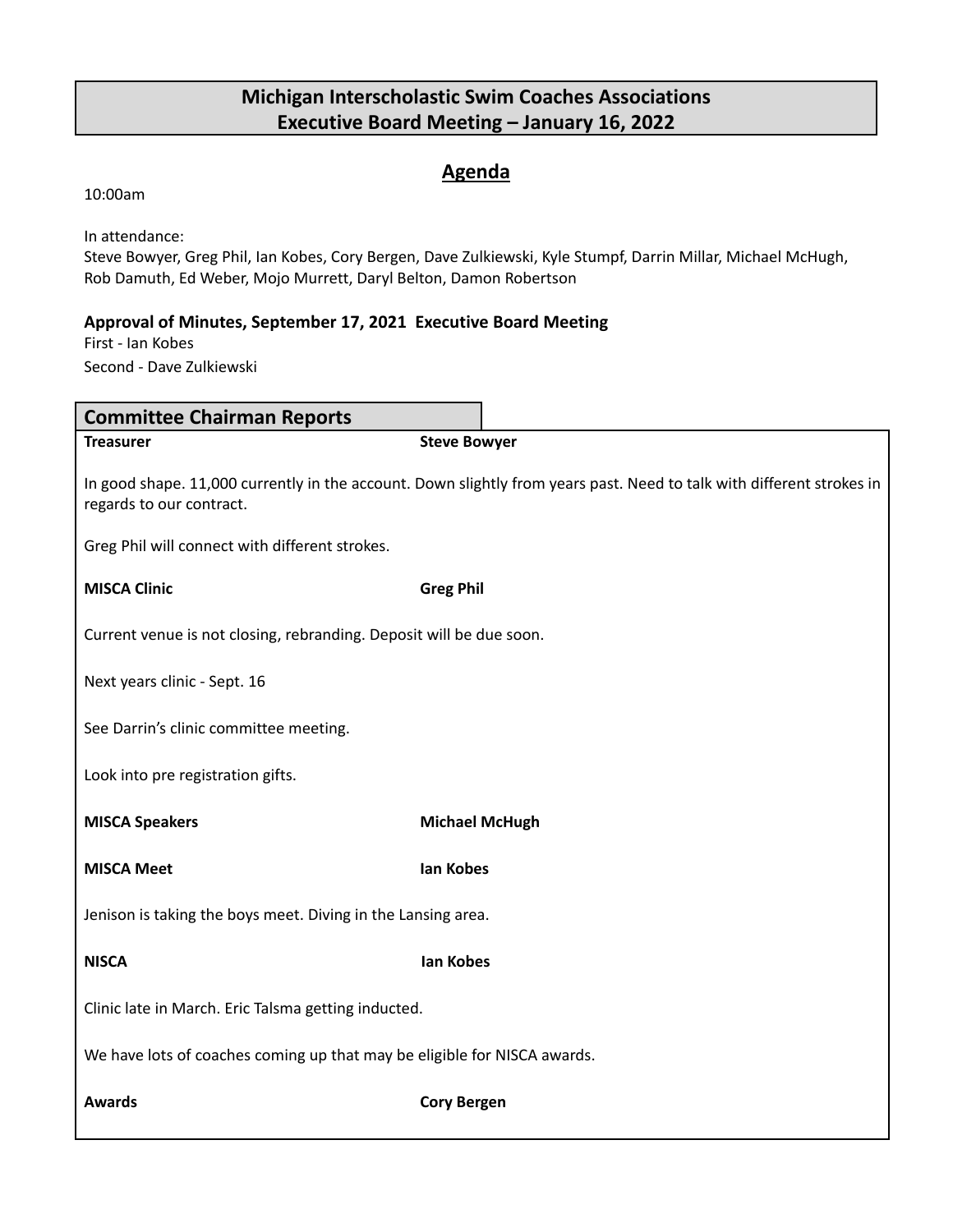# Michigan Interscholastic Swim Coaches Associations
# Executive Board Meeting – January 16, 2022

## Agenda

10:00am

In attendance:
Steve Bowyer, Greg Phil, Ian Kobes, Cory Bergen, Dave Zulkiewski, Kyle Stumpf, Darrin Millar, Michael McHugh, Rob Damuth, Ed Weber, Mojo Murrett, Daryl Belton, Damon Robertson

**Approval of Minutes, September 17, 2021 Executive Board Meeting**

First - Ian Kobes

Second - Dave Zulkiewski

## Committee Chairman Reports

**Treasurer** **Steve Bowyer**

In good shape. 11,000 currently in the account. Down slightly from years past. Need to talk with different strokes in regards to our contract.

Greg Phil will connect with different strokes.

**MISCA Clinic** **Greg Phil**

Current venue is not closing, rebranding. Deposit will be due soon.

Next years clinic - Sept. 16

See Darrin's clinic committee meeting.

Look into pre registration gifts.

**MISCA Speakers** **Michael McHugh**

**MISCA Meet** **Ian Kobes**

Jenison is taking the boys meet. Diving in the Lansing area.

**NISCA** **Ian Kobes**

Clinic late in March. Eric Talsma getting inducted.

We have lots of coaches coming up that may be eligible for NISCA awards.

**Awards** **Cory Bergen**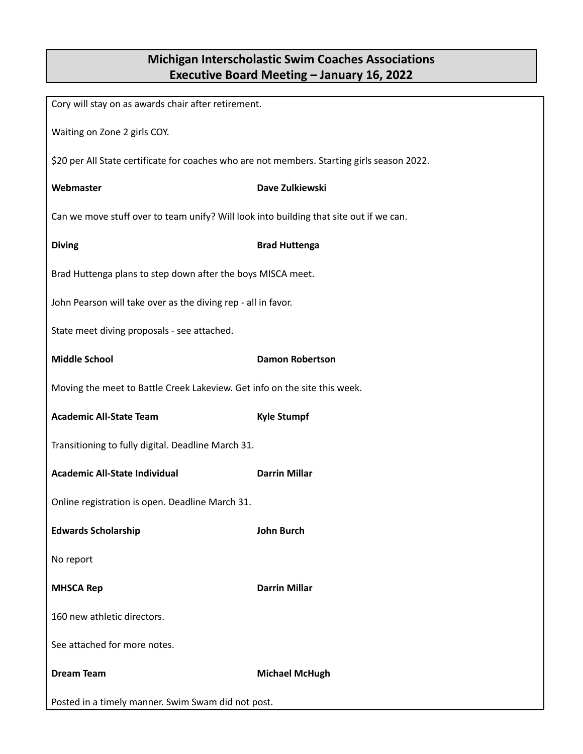# Michigan Interscholastic Swim Coaches Associations
## Executive Board Meeting – January 16, 2022

Cory will stay on as awards chair after retirement.

Waiting on Zone 2 girls COY.

$20 per All State certificate for coaches who are not members. Starting girls season 2022.

**Webmaster** **Dave Zulkiewski**

Can we move stuff over to team unify? Will look into building that site out if we can.

**Diving** **Brad Huttenga**

Brad Huttenga plans to step down after the boys MISCA meet.

John Pearson will take over as the diving rep - all in favor.

State meet diving proposals - see attached.

**Middle School** **Damon Robertson**

Moving the meet to Battle Creek Lakeview. Get info on the site this week.

**Academic All-State Team** **Kyle Stumpf**

Transitioning to fully digital. Deadline March 31.

**Academic All-State Individual** **Darrin Millar**

Online registration is open. Deadline March 31.

**Edwards Scholarship** **John Burch**

No report

**MHSCA Rep** **Darrin Millar**

160 new athletic directors.

See attached for more notes.

**Dream Team** **Michael McHugh**

Posted in a timely manner. Swim Swam did not post.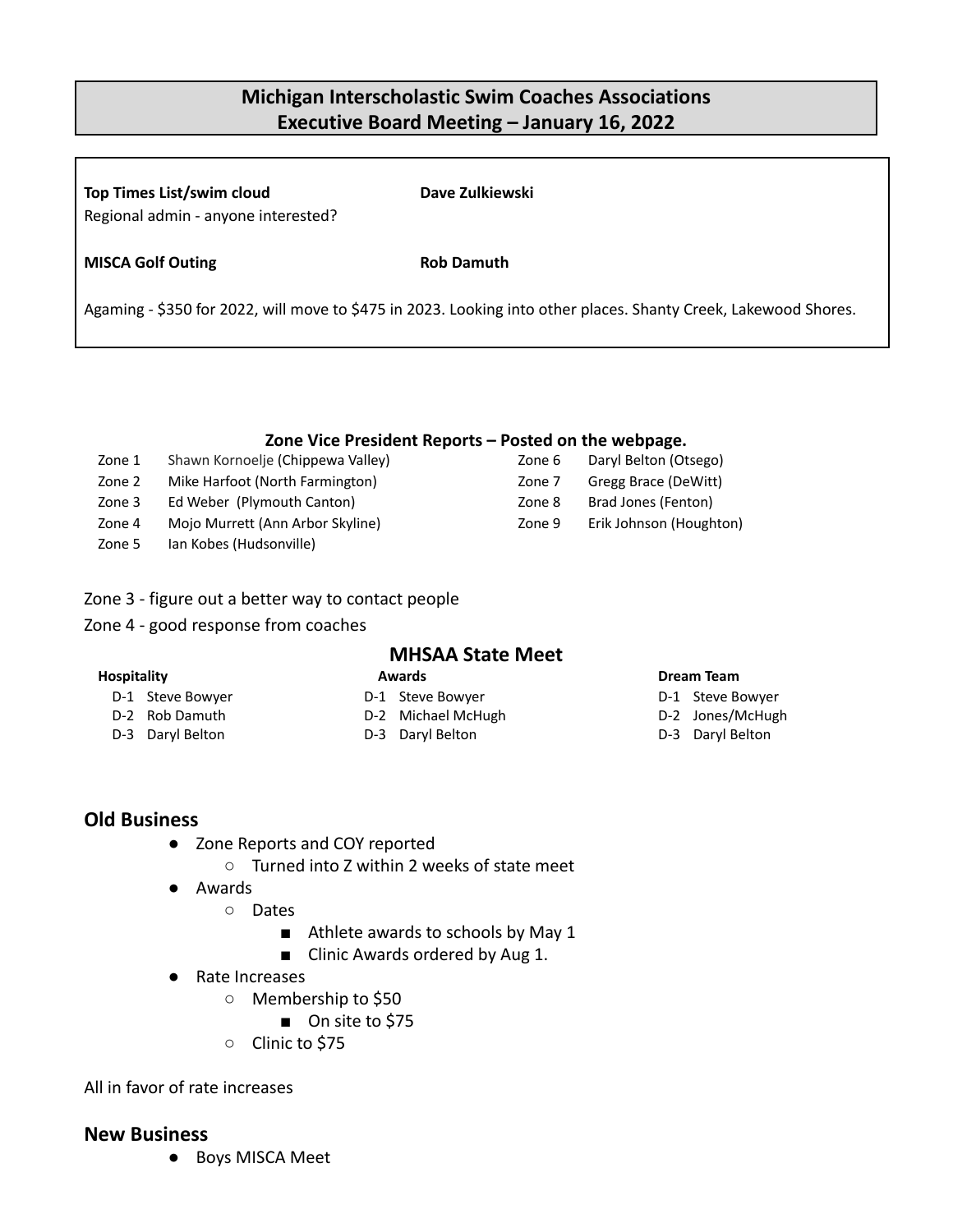## Michigan Interscholastic Swim Coaches Associations
## Executive Board Meeting – January 16, 2022

**Top Times List/swim cloud** — **Dave Zulkiewski**

Regional admin - anyone interested?

**MISCA Golf Outing** — **Rob Damuth**

Agaming - $350 for 2022, will move to $475 in 2023. Looking into other places. Shanty Creek, Lakewood Shores.

### Zone Vice President Reports – Posted on the webpage.

| Zone | Vice President | Zone | Vice President |
|---|---|---|---|
| Zone 1 | Shawn Kornoelje (Chippewa Valley) | Zone 6 | Daryl Belton (Otsego) |
| Zone 2 | Mike Harfoot (North Farmington) | Zone 7 | Gregg Brace (DeWitt) |
| Zone 3 | Ed Weber (Plymouth Canton) | Zone 8 | Brad Jones (Fenton) |
| Zone 4 | Mojo Murrett (Ann Arbor Skyline) | Zone 9 | Erik Johnson (Houghton) |
| Zone 5 | Ian Kobes (Hudsonville) | | |

Zone 3 - figure out a better way to contact people

Zone 4 - good response from coaches

### MHSAA State Meet

| Division | Hospitality | Awards | Dream Team |
|---|---|---|---|
| D-1 | Steve Bowyer | Steve Bowyer | Steve Bowyer |
| D-2 | Rob Damuth | Michael McHugh | Jones/McHugh |
| D-3 | Daryl Belton | Daryl Belton | Daryl Belton |

## Old Business

- Zone Reports and COY reported
  - Turned into Z within 2 weeks of state meet
- Awards
  - Dates
    - Athlete awards to schools by May 1
    - Clinic Awards ordered by Aug 1.
- Rate Increases
  - Membership to $50
    - On site to $75
  - Clinic to $75

All in favor of rate increases

## New Business

- Boys MISCA Meet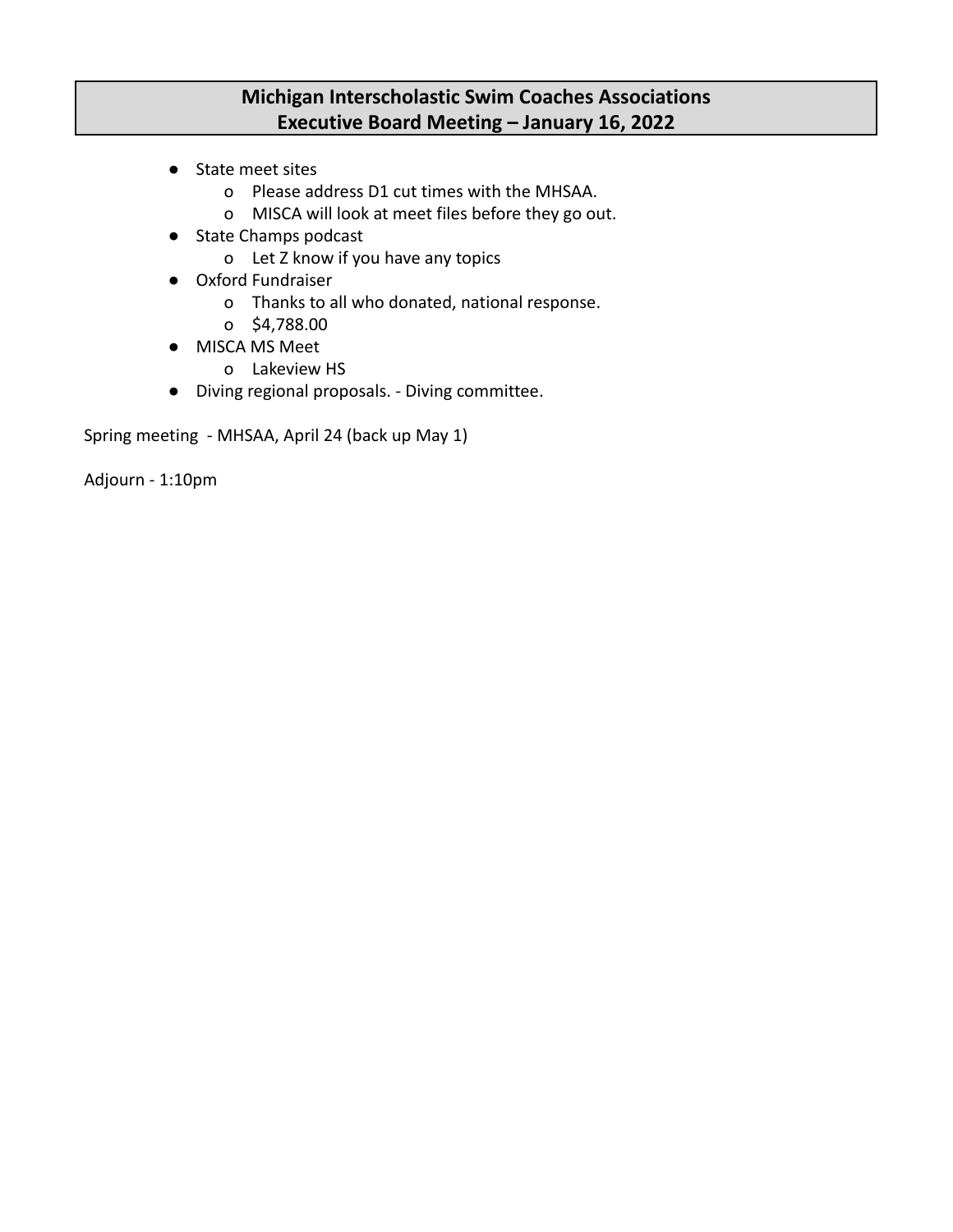# Michigan Interscholastic Swim Coaches Associations
# Executive Board Meeting – January 16, 2022

- State meet sites
  - Please address D1 cut times with the MHSAA.
  - MISCA will look at meet files before they go out.
- State Champs podcast
  - Let Z know if you have any topics
- Oxford Fundraiser
  - Thanks to all who donated, national response.
  - $4,788.00
- MISCA MS Meet
  - Lakeview HS
- Diving regional proposals. - Diving committee.

Spring meeting - MHSAA, April 24 (back up May 1)

Adjourn - 1:10pm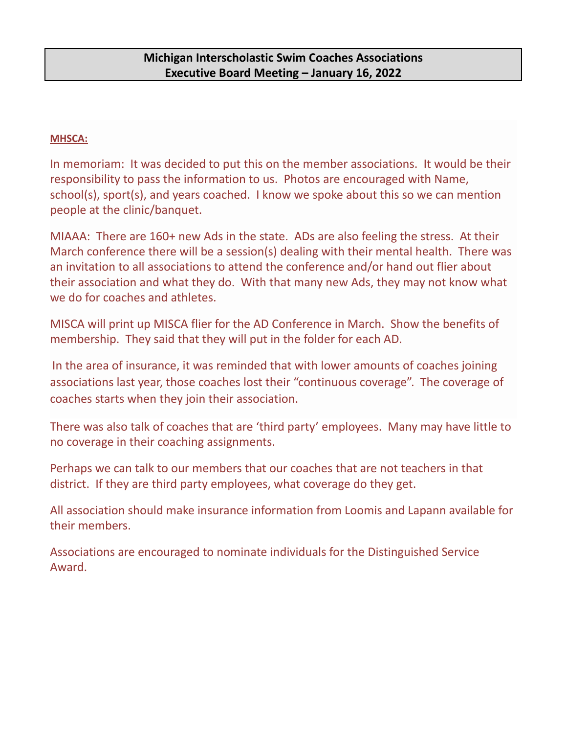**Michigan Interscholastic Swim Coaches Associations**
**Executive Board Meeting – January 16, 2022**

**MHSCA:**

In memoriam: It was decided to put this on the member associations. It would be their responsibility to pass the information to us. Photos are encouraged with Name, school(s), sport(s), and years coached. I know we spoke about this so we can mention people at the clinic/banquet.

MIAAA: There are 160+ new Ads in the state. ADs are also feeling the stress. At their March conference there will be a session(s) dealing with their mental health. There was an invitation to all associations to attend the conference and/or hand out flier about their association and what they do. With that many new Ads, they may not know what we do for coaches and athletes.

MISCA will print up MISCA flier for the AD Conference in March. Show the benefits of membership. They said that they will put in the folder for each AD.

In the area of insurance, it was reminded that with lower amounts of coaches joining associations last year, those coaches lost their "continuous coverage". The coverage of coaches starts when they join their association.

There was also talk of coaches that are 'third party' employees. Many may have little to no coverage in their coaching assignments.

Perhaps we can talk to our members that our coaches that are not teachers in that district. If they are third party employees, what coverage do they get.

All association should make insurance information from Loomis and Lapann available for their members.

Associations are encouraged to nominate individuals for the Distinguished Service Award.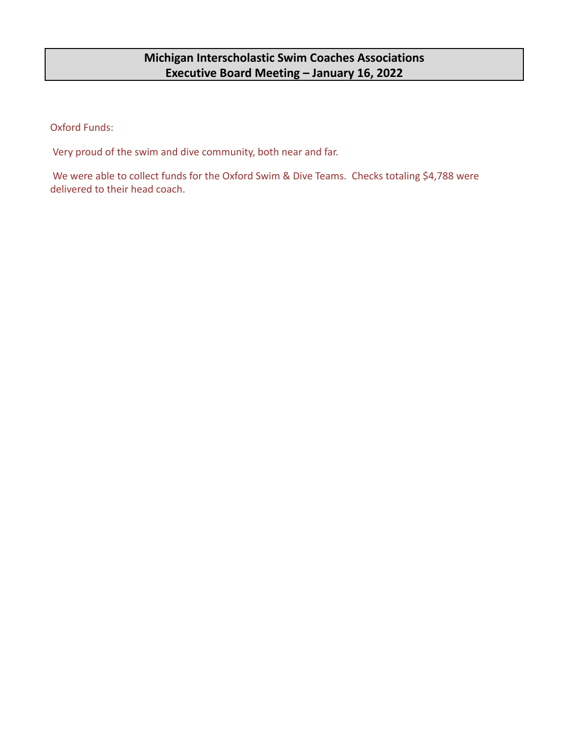**Michigan Interscholastic Swim Coaches Associations**
**Executive Board Meeting – January 16, 2022**

Oxford Funds:

Very proud of the swim and dive community, both near and far.

We were able to collect funds for the Oxford Swim & Dive Teams. Checks totaling $4,788 were delivered to their head coach.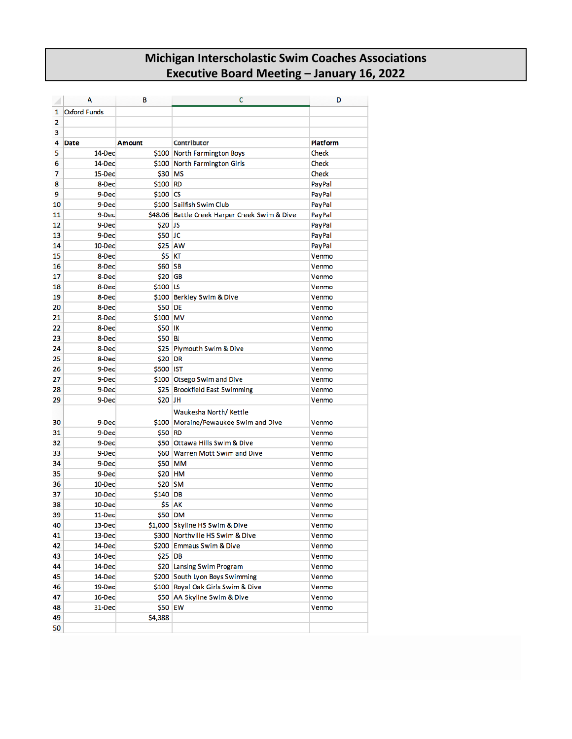# Michigan Interscholastic Swim Coaches Associations
## Executive Board Meeting – January 16, 2022

Oxford Funds

| Date | Amount | Contributor | Platform |
|---|---|---|---|
| 14-Dec | $100 | North Farmington Boys | Check |
| 14-Dec | $100 | North Farmington Girls | Check |
| 15-Dec | $30 | MS | Check |
| 8-Dec | $100 | RD | PayPal |
| 9-Dec | $100 | CS | PayPal |
| 9-Dec | $100 | Sailfish Swim Club | PayPal |
| 9-Dec | $48.06 | Battle Creek Harper Creek Swim & Dive | PayPal |
| 9-Dec | $20 | JS | PayPal |
| 9-Dec | $50 | JC | PayPal |
| 10-Dec | $25 | AW | PayPal |
| 8-Dec | $5 | KT | Venmo |
| 8-Dec | $60 | SB | Venmo |
| 8-Dec | $20 | GB | Venmo |
| 8-Dec | $100 | LS | Venmo |
| 8-Dec | $100 | Berkley Swim & Dive | Venmo |
| 8-Dec | $50 | DE | Venmo |
| 8-Dec | $100 | MV | Venmo |
| 8-Dec | $50 | IK | Venmo |
| 8-Dec | $50 | BJ | Venmo |
| 8-Dec | $25 | Plymouth Swim & Dive | Venmo |
| 8-Dec | $20 | DR | Venmo |
| 9-Dec | $500 | IST | Venmo |
| 9-Dec | $100 | Otsego Swim and Dive | Venmo |
| 9-Dec | $25 | Brookfield East Swimming | Venmo |
| 9-Dec | $20 | JH | Venmo |
| 9-Dec | $100 | Waukesha North/ Kettle Moraine/Pewaukee Swim and Dive | Venmo |
| 9-Dec | $50 | RD | Venmo |
| 9-Dec | $50 | Ottawa Hills Swim & Dive | Venmo |
| 9-Dec | $60 | Warren Mott Swim and Dive | Venmo |
| 9-Dec | $50 | MM | Venmo |
| 9-Dec | $20 | HM | Venmo |
| 10-Dec | $20 | SM | Venmo |
| 10-Dec | $140 | DB | Venmo |
| 10-Dec | $5 | AK | Venmo |
| 11-Dec | $50 | DM | Venmo |
| 13-Dec | $1,000 | Skyline HS Swim & Dive | Venmo |
| 13-Dec | $300 | Northville HS Swim & Dive | Venmo |
| 14-Dec | $200 | Emmaus Swim & Dive | Venmo |
| 14-Dec | $25 | DB | Venmo |
| 14-Dec | $20 | Lansing Swim Program | Venmo |
| 14-Dec | $200 | South Lyon Boys Swimming | Venmo |
| 19-Dec | $100 | Royal Oak Girls Swim & Dive | Venmo |
| 16-Dec | $50 | AA Skyline Swim & Dive | Venmo |
| 31-Dec | $50 | EW | Venmo |
| | $4,388 | | |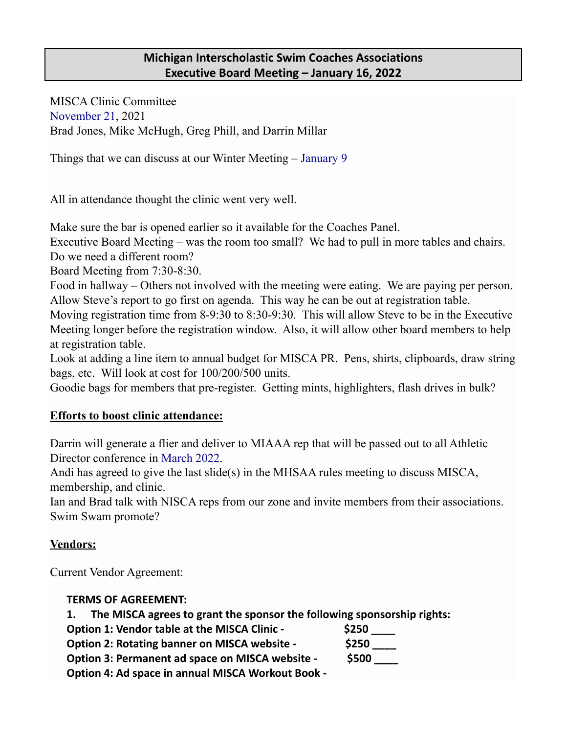## Michigan Interscholastic Swim Coaches Associations
## Executive Board Meeting – January 16, 2022

MISCA Clinic Committee
November 21, 2021
Brad Jones, Mike McHugh, Greg Phill, and Darrin Millar

Things that we can discuss at our Winter Meeting – January 9

All in attendance thought the clinic went very well.

Make sure the bar is opened earlier so it available for the Coaches Panel.
Executive Board Meeting – was the room too small? We had to pull in more tables and chairs. Do we need a different room?
Board Meeting from 7:30-8:30.
Food in hallway – Others not involved with the meeting were eating. We are paying per person.
Allow Steve's report to go first on agenda. This way he can be out at registration table.
Moving registration time from 8-9:30 to 8:30-9:30. This will allow Steve to be in the Executive Meeting longer before the registration window. Also, it will allow other board members to help at registration table.
Look at adding a line item to annual budget for MISCA PR. Pens, shirts, clipboards, draw string bags, etc. Will look at cost for 100/200/500 units.
Goodie bags for members that pre-register. Getting mints, highlighters, flash drives in bulk?

**Efforts to boost clinic attendance:**

Darrin will generate a flier and deliver to MIAAA rep that will be passed out to all Athletic Director conference in March 2022.
Andi has agreed to give the last slide(s) in the MHSAA rules meeting to discuss MISCA, membership, and clinic.
Ian and Brad talk with NISCA reps from our zone and invite members from their associations.
Swim Swam promote?

**Vendors:**

Current Vendor Agreement:

**TERMS OF AGREEMENT:**
**1. The MISCA agrees to grant the sponsor the following sponsorship rights:**
**Option 1: Vendor table at the MISCA Clinic - $250 ____**
**Option 2: Rotating banner on MISCA website - $250 ____**
**Option 3: Permanent ad space on MISCA website - $500 ____**
**Option 4: Ad space in annual MISCA Workout Book -**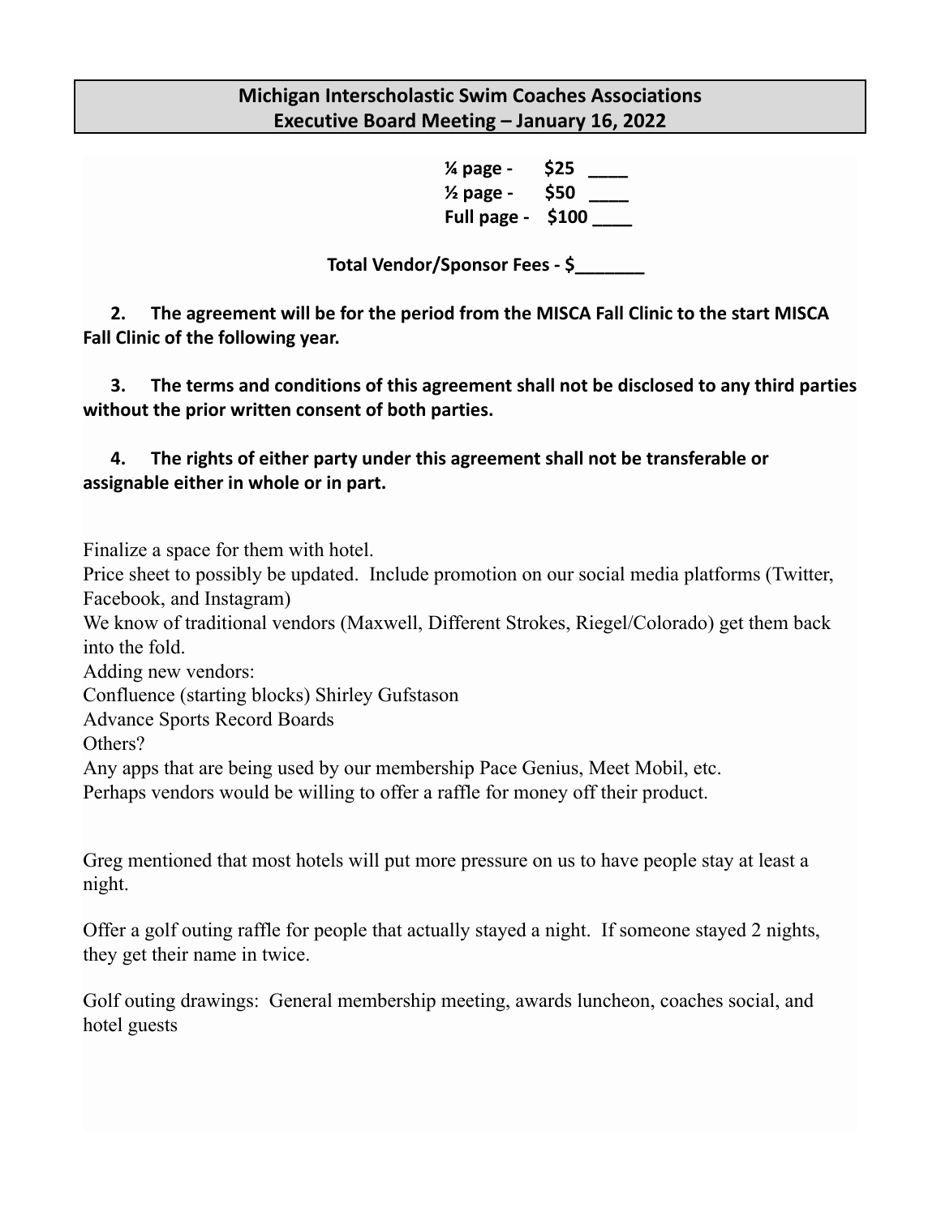**Michigan Interscholastic Swim Coaches Associations**
**Executive Board Meeting – January 16, 2022**

**¼ page - $25 ____**
**½ page - $50 ____**
**Full page - $100 ____**

**Total Vendor/Sponsor Fees - $_______**

**2. The agreement will be for the period from the MISCA Fall Clinic to the start MISCA Fall Clinic of the following year.**

**3. The terms and conditions of this agreement shall not be disclosed to any third parties without the prior written consent of both parties.**

**4. The rights of either party under this agreement shall not be transferable or assignable either in whole or in part.**

Finalize a space for them with hotel.
Price sheet to possibly be updated. Include promotion on our social media platforms (Twitter, Facebook, and Instagram)
We know of traditional vendors (Maxwell, Different Strokes, Riegel/Colorado) get them back into the fold.
Adding new vendors:
Confluence (starting blocks) Shirley Gufstason
Advance Sports Record Boards
Others?
Any apps that are being used by our membership Pace Genius, Meet Mobil, etc.
Perhaps vendors would be willing to offer a raffle for money off their product.

Greg mentioned that most hotels will put more pressure on us to have people stay at least a night.

Offer a golf outing raffle for people that actually stayed a night. If someone stayed 2 nights, they get their name in twice.

Golf outing drawings: General membership meeting, awards luncheon, coaches social, and hotel guests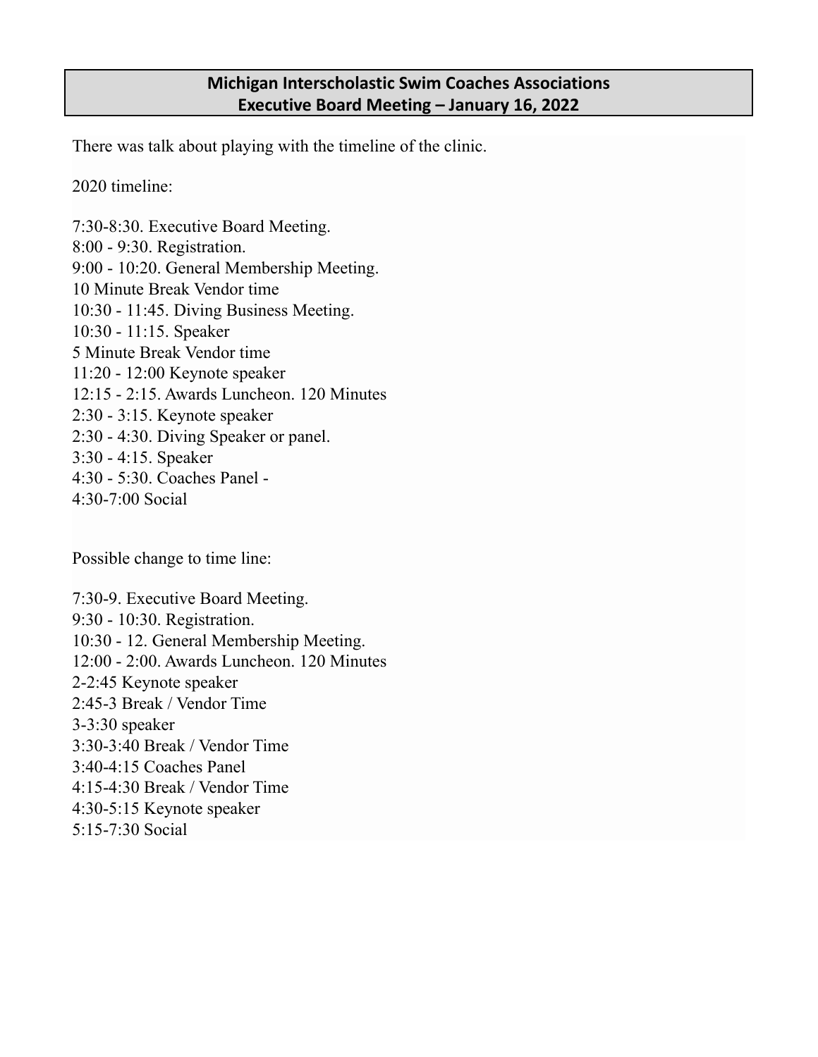**Michigan Interscholastic Swim Coaches Associations**
**Executive Board Meeting – January 16, 2022**

There was talk about playing with the timeline of the clinic.

2020 timeline:

7:30-8:30. Executive Board Meeting.
8:00 - 9:30. Registration.
9:00 - 10:20. General Membership Meeting.
10 Minute Break Vendor time
10:30 - 11:45. Diving Business Meeting.
10:30 - 11:15. Speaker
5 Minute Break Vendor time
11:20 - 12:00 Keynote speaker
12:15 - 2:15. Awards Luncheon. 120 Minutes
2:30 - 3:15. Keynote speaker
2:30 - 4:30. Diving Speaker or panel.
3:30 - 4:15. Speaker
4:30 - 5:30. Coaches Panel -
4:30-7:00 Social

Possible change to time line:

7:30-9. Executive Board Meeting.
9:30 - 10:30. Registration.
10:30 - 12. General Membership Meeting.
12:00 - 2:00. Awards Luncheon. 120 Minutes
2-2:45 Keynote speaker
2:45-3 Break / Vendor Time
3-3:30 speaker
3:30-3:40 Break / Vendor Time
3:40-4:15 Coaches Panel
4:15-4:30 Break / Vendor Time
4:30-5:15 Keynote speaker
5:15-7:30 Social